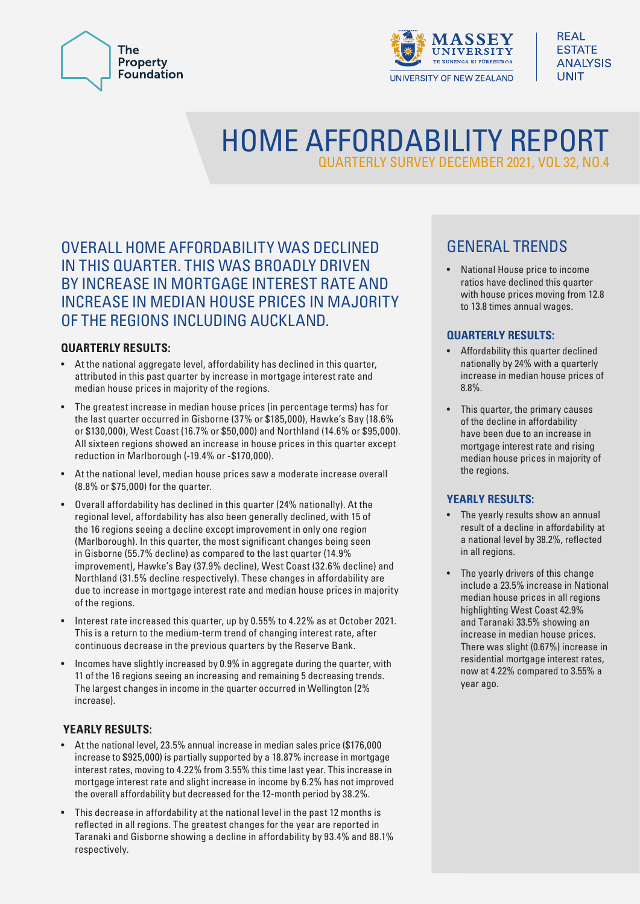The Property Foundation

MASSEY UNIVERSITY
TE KUNENGA KI PŪREHUROA
UNIVERSITY OF NEW ZEALAND

REAL ESTATE ANALYSIS UNIT

# HOME AFFORDABILITY REPORT

QUARTERLY SURVEY DECEMBER 2021, VOL 32, NO.4

## OVERALL HOME AFFORDABILITY WAS DECLINED IN THIS QUARTER. THIS WAS BROADLY DRIVEN BY INCREASE IN MORTGAGE INTEREST RATE AND INCREASE IN MEDIAN HOUSE PRICES IN MAJORITY OF THE REGIONS INCLUDING AUCKLAND.

### QUARTERLY RESULTS:

- At the national aggregate level, affordability has declined in this quarter, attributed in this past quarter by increase in mortgage interest rate and median house prices in majority of the regions.
- The greatest increase in median house prices (in percentage terms) has for the last quarter occurred in Gisborne (37% or $185,000), Hawke's Bay (18.6% or $130,000), West Coast (16.7% or $50,000) and Northland (14.6% or $95,000). All sixteen regions showed an increase in house prices in this quarter except reduction in Marlborough (-19.4% or -$170,000).
- At the national level, median house prices saw a moderate increase overall (8.8% or $75,000) for the quarter.
- Overall affordability has declined in this quarter (24% nationally). At the regional level, affordability has also been generally declined, with 15 of the 16 regions seeing a decline except improvement in only one region (Marlborough). In this quarter, the most significant changes being seen in Gisborne (55.7% decline) as compared to the last quarter (14.9% improvement), Hawke's Bay (37.9% decline), West Coast (32.6% decline) and Northland (31.5% decline respectively). These changes in affordability are due to increase in mortgage interest rate and median house prices in majority of the regions.
- Interest rate increased this quarter, up by 0.55% to 4.22% as at October 2021. This is a return to the medium-term trend of changing interest rate, after continuous decrease in the previous quarters by the Reserve Bank.
- Incomes have slightly increased by 0.9% in aggregate during the quarter, with 11 of the 16 regions seeing an increasing and remaining 5 decreasing trends. The largest changes in income in the quarter occurred in Wellington (2% increase).

### YEARLY RESULTS:

- At the national level, 23.5% annual increase in median sales price ($176,000 increase to $925,000) is partially supported by a 18.87% increase in mortgage interest rates, moving to 4.22% from 3.55% this time last year. This increase in mortgage interest rate and slight increase in income by 6.2% has not improved the overall affordability but decreased for the 12-month period by 38.2%.
- This decrease in affordability at the national level in the past 12 months is reflected in all regions. The greatest changes for the year are reported in Taranaki and Gisborne showing a decline in affordability by 93.4% and 88.1% respectively.

## GENERAL TRENDS

- National House price to income ratios have declined this quarter with house prices moving from 12.8 to 13.8 times annual wages.

### QUARTERLY RESULTS:

- Affordability this quarter declined nationally by 24% with a quarterly increase in median house prices of 8.8%.
- This quarter, the primary causes of the decline in affordability have been due to an increase in mortgage interest rate and rising median house prices in majority of the regions.

### YEARLY RESULTS:

- The yearly results show an annual result of a decline in affordability at a national level by 38.2%, reflected in all regions.
- The yearly drivers of this change include a 23.5% increase in National median house prices in all regions highlighting West Coast 42.9% and Taranaki 33.5% showing an increase in median house prices. There was slight (0.67%) increase in residential mortgage interest rates, now at 4.22% compared to 3.55% a year ago.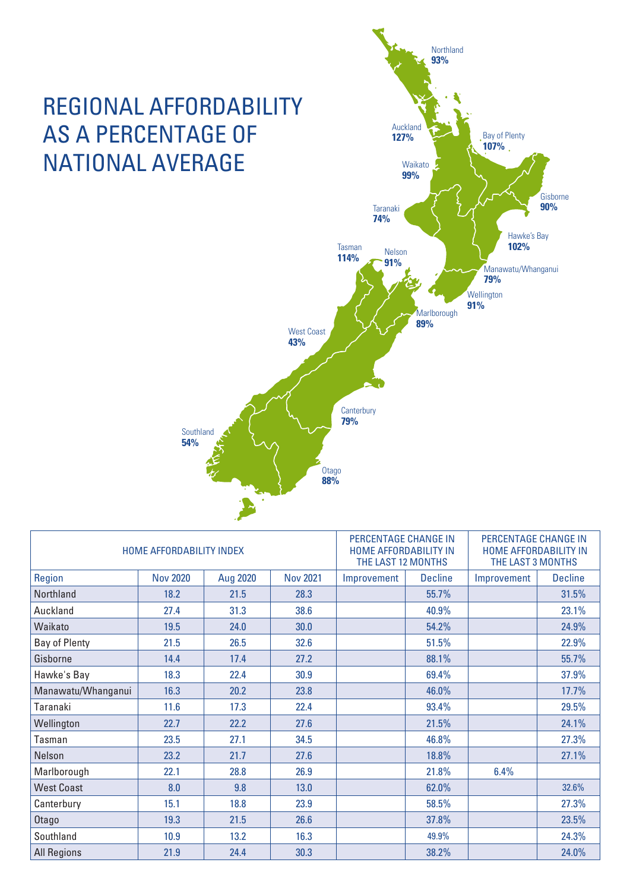# REGIONAL AFFORDABILITY AS A PERCENTAGE OF NATIONAL AVERAGE

Northland **93%**

Auckland **127%**

Bay of Plenty **107%**

Waikato **99%**

Gisborne **90%**

Taranaki **74%**

Hawke's Bay **102%**

Tasman **114%**

Nelson **91%**

Manawatu/Whanganui **79%**

Wellington **91%**

Marlborough **89%**

West Coast **43%**

Canterbury **79%**

Southland **54%**

Otago **88%**

| HOME AFFORDABILITY INDEX | | | | PERCENTAGE CHANGE IN HOME AFFORDABILITY IN THE LAST 12 MONTHS | | PERCENTAGE CHANGE IN HOME AFFORDABILITY IN THE LAST 3 MONTHS | |
|---|---|---|---|---|---|---|---|
| Region | Nov 2020 | Aug 2020 | Nov 2021 | Improvement | Decline | Improvement | Decline |
| Northland | 18.2 | 21.5 | 28.3 | | 55.7% | | 31.5% |
| Auckland | 27.4 | 31.3 | 38.6 | | 40.9% | | 23.1% |
| Waikato | 19.5 | 24.0 | 30.0 | | 54.2% | | 24.9% |
| Bay of Plenty | 21.5 | 26.5 | 32.6 | | 51.5% | | 22.9% |
| Gisborne | 14.4 | 17.4 | 27.2 | | 88.1% | | 55.7% |
| Hawke's Bay | 18.3 | 22.4 | 30.9 | | 69.4% | | 37.9% |
| Manawatu/Whanganui | 16.3 | 20.2 | 23.8 | | 46.0% | | 17.7% |
| Taranaki | 11.6 | 17.3 | 22.4 | | 93.4% | | 29.5% |
| Wellington | 22.7 | 22.2 | 27.6 | | 21.5% | | 24.1% |
| Tasman | 23.5 | 27.1 | 34.5 | | 46.8% | | 27.3% |
| Nelson | 23.2 | 21.7 | 27.6 | | 18.8% | | 27.1% |
| Marlborough | 22.1 | 28.8 | 26.9 | | 21.8% | 6.4% | |
| West Coast | 8.0 | 9.8 | 13.0 | | 62.0% | | 32.6% |
| Canterbury | 15.1 | 18.8 | 23.9 | | 58.5% | | 27.3% |
| Otago | 19.3 | 21.5 | 26.6 | | 37.8% | | 23.5% |
| Southland | 10.9 | 13.2 | 16.3 | | 49.9% | | 24.3% |
| All Regions | 21.9 | 24.4 | 30.3 | | 38.2% | | 24.0% |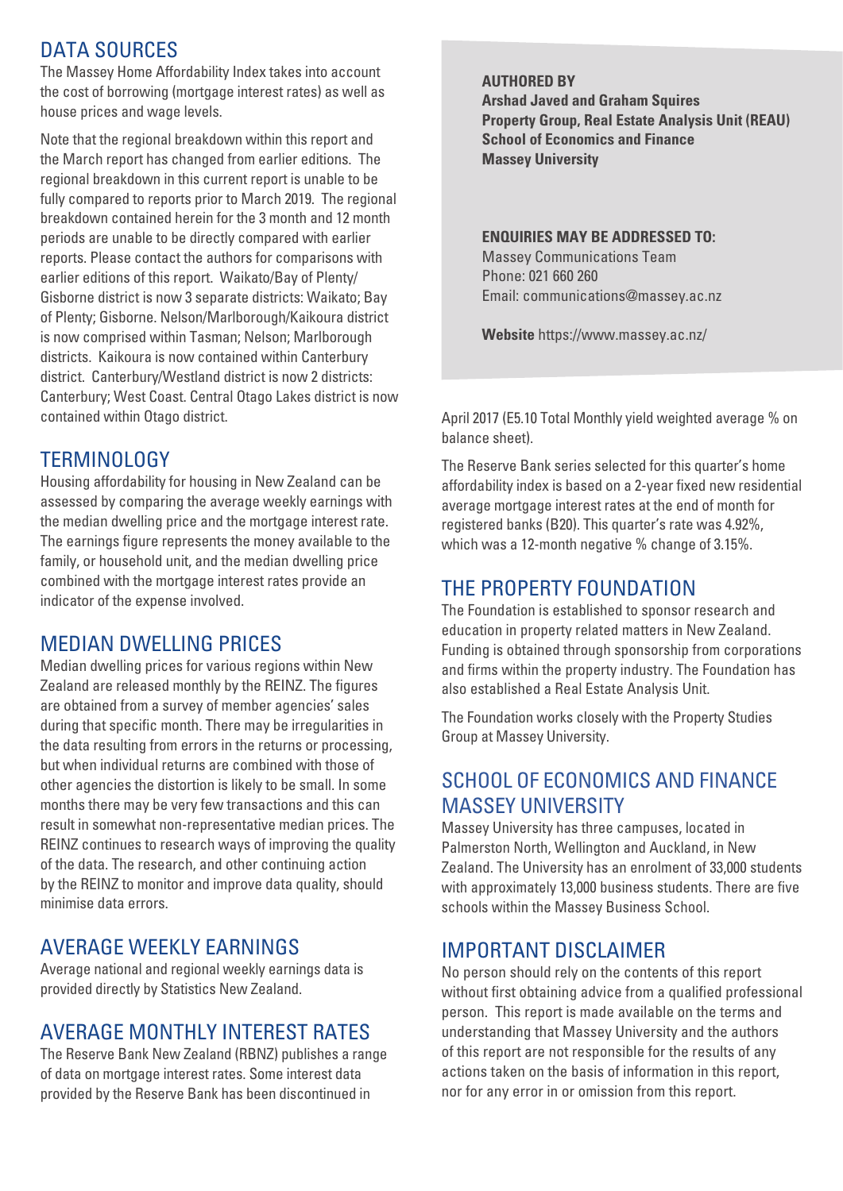## DATA SOURCES

The Massey Home Affordability Index takes into account the cost of borrowing (mortgage interest rates) as well as house prices and wage levels.

Note that the regional breakdown within this report and the March report has changed from earlier editions. The regional breakdown in this current report is unable to be fully compared to reports prior to March 2019. The regional breakdown contained herein for the 3 month and 12 month periods are unable to be directly compared with earlier reports. Please contact the authors for comparisons with earlier editions of this report. Waikato/Bay of Plenty/Gisborne district is now 3 separate districts: Waikato; Bay of Plenty; Gisborne. Nelson/Marlborough/Kaikoura district is now comprised within Tasman; Nelson; Marlborough districts. Kaikoura is now contained within Canterbury district. Canterbury/Westland district is now 2 districts: Canterbury; West Coast. Central Otago Lakes district is now contained within Otago district.

## TERMINOLOGY

Housing affordability for housing in New Zealand can be assessed by comparing the average weekly earnings with the median dwelling price and the mortgage interest rate. The earnings figure represents the money available to the family, or household unit, and the median dwelling price combined with the mortgage interest rates provide an indicator of the expense involved.

## MEDIAN DWELLING PRICES

Median dwelling prices for various regions within New Zealand are released monthly by the REINZ. The figures are obtained from a survey of member agencies' sales during that specific month. There may be irregularities in the data resulting from errors in the returns or processing, but when individual returns are combined with those of other agencies the distortion is likely to be small. In some months there may be very few transactions and this can result in somewhat non-representative median prices. The REINZ continues to research ways of improving the quality of the data. The research, and other continuing action by the REINZ to monitor and improve data quality, should minimise data errors.

## AVERAGE WEEKLY EARNINGS

Average national and regional weekly earnings data is provided directly by Statistics New Zealand.

## AVERAGE MONTHLY INTEREST RATES

The Reserve Bank New Zealand (RBNZ) publishes a range of data on mortgage interest rates. Some interest data provided by the Reserve Bank has been discontinued in April 2017 (E5.10 Total Monthly yield weighted average % on balance sheet).

The Reserve Bank series selected for this quarter's home affordability index is based on a 2-year fixed new residential average mortgage interest rates at the end of month for registered banks (B20). This quarter's rate was 4.92%, which was a 12-month negative % change of 3.15%.

**AUTHORED BY**
**Arshad Javed and Graham Squires**
**Property Group, Real Estate Analysis Unit (REAU)**
**School of Economics and Finance**
**Massey University**

**ENQUIRIES MAY BE ADDRESSED TO:**
Massey Communications Team
Phone: 021 660 260
Email: communications@massey.ac.nz

**Website** https://www.massey.ac.nz/

## THE PROPERTY FOUNDATION

The Foundation is established to sponsor research and education in property related matters in New Zealand. Funding is obtained through sponsorship from corporations and firms within the property industry. The Foundation has also established a Real Estate Analysis Unit.

The Foundation works closely with the Property Studies Group at Massey University.

## SCHOOL OF ECONOMICS AND FINANCE MASSEY UNIVERSITY

Massey University has three campuses, located in Palmerston North, Wellington and Auckland, in New Zealand. The University has an enrolment of 33,000 students with approximately 13,000 business students. There are five schools within the Massey Business School.

## IMPORTANT DISCLAIMER

No person should rely on the contents of this report without first obtaining advice from a qualified professional person. This report is made available on the terms and understanding that Massey University and the authors of this report are not responsible for the results of any actions taken on the basis of information in this report, nor for any error in or omission from this report.